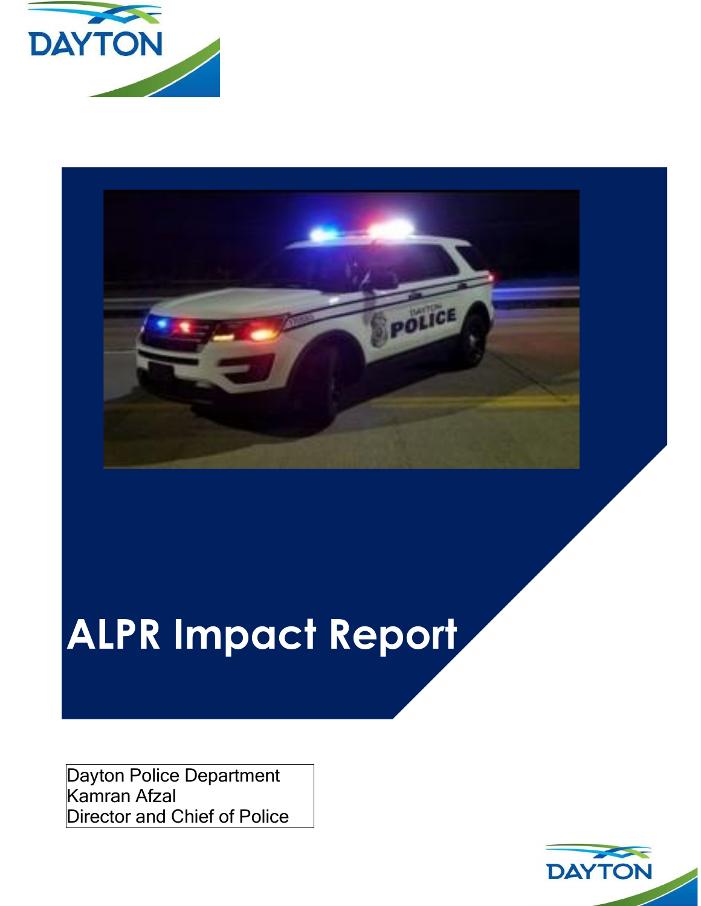# ALPR Impact Report

Dayton Police Department
Kamran Afzal
Director and Chief of Police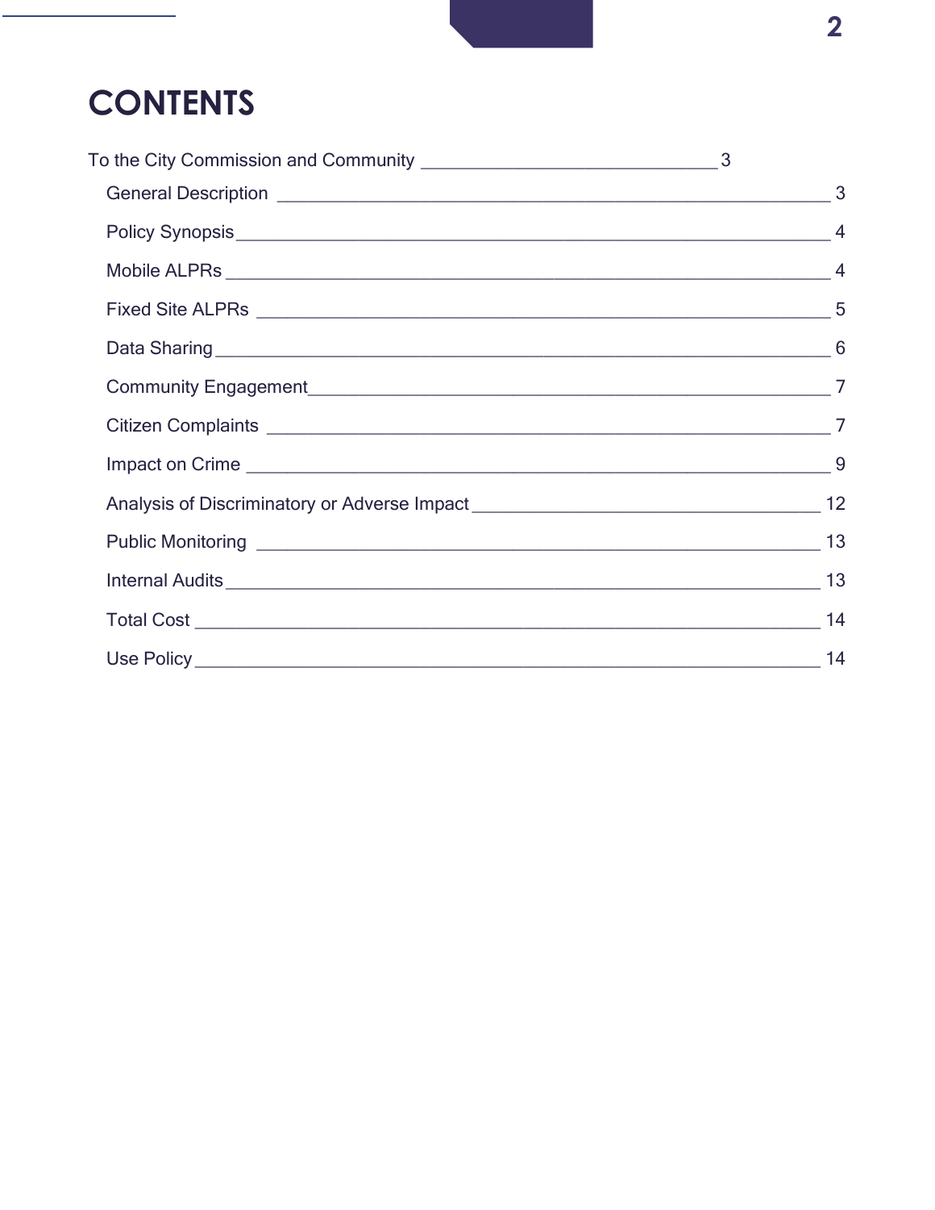# CONTENTS

To the City Commission and Community ____________________ 3

- General Description ____________________ 3
- Policy Synopsis ____________________ 4
- Mobile ALPRs ____________________ 4
- Fixed Site ALPRs ____________________ 5
- Data Sharing ____________________ 6
- Community Engagement ____________________ 7
- Citizen Complaints ____________________ 7
- Impact on Crime ____________________ 9
- Analysis of Discriminatory or Adverse Impact ____________________ 12
- Public Monitoring ____________________ 13
- Internal Audits ____________________ 13
- Total Cost ____________________ 14
- Use Policy ____________________ 14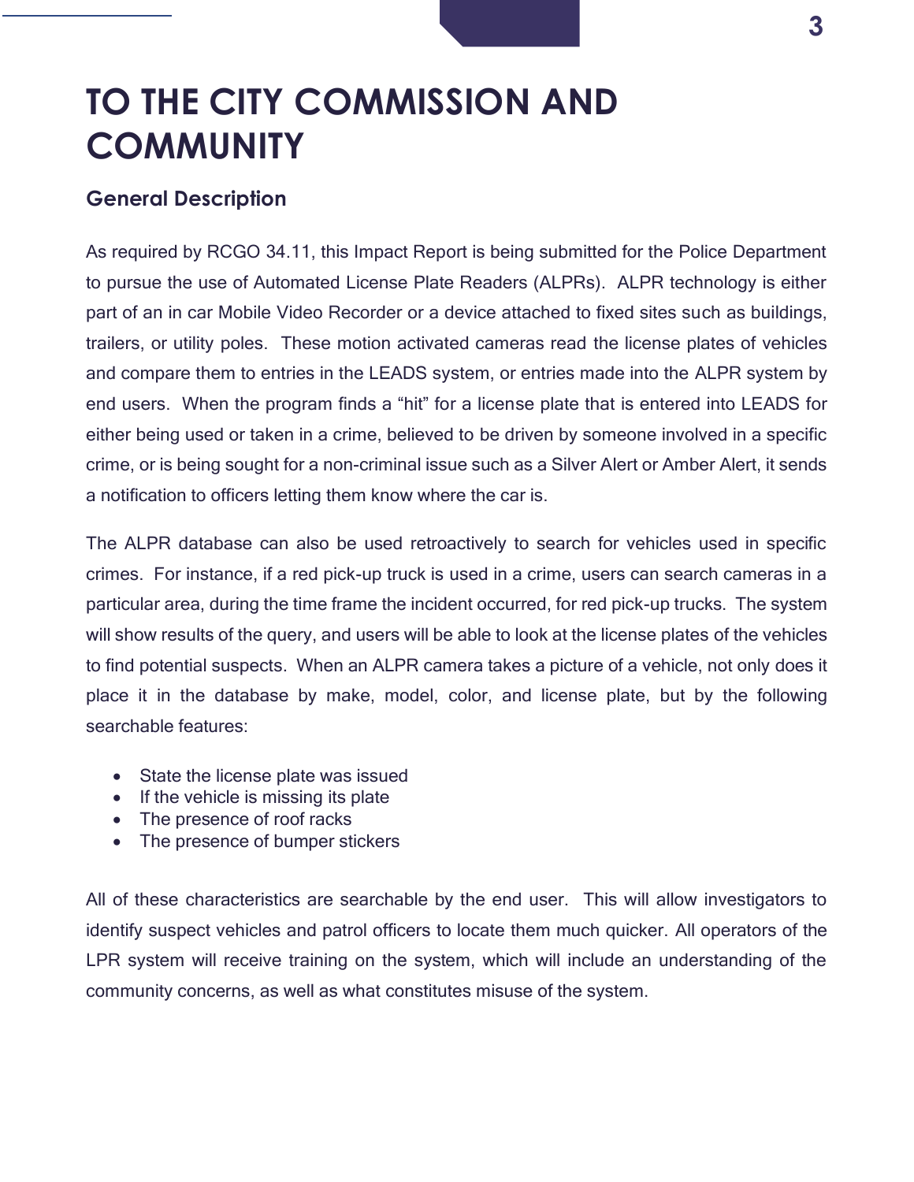# TO THE CITY COMMISSION AND COMMUNITY

## General Description

As required by RCGO 34.11, this Impact Report is being submitted for the Police Department to pursue the use of Automated License Plate Readers (ALPRs). ALPR technology is either part of an in car Mobile Video Recorder or a device attached to fixed sites such as buildings, trailers, or utility poles. These motion activated cameras read the license plates of vehicles and compare them to entries in the LEADS system, or entries made into the ALPR system by end users. When the program finds a "hit" for a license plate that is entered into LEADS for either being used or taken in a crime, believed to be driven by someone involved in a specific crime, or is being sought for a non-criminal issue such as a Silver Alert or Amber Alert, it sends a notification to officers letting them know where the car is.

The ALPR database can also be used retroactively to search for vehicles used in specific crimes. For instance, if a red pick-up truck is used in a crime, users can search cameras in a particular area, during the time frame the incident occurred, for red pick-up trucks. The system will show results of the query, and users will be able to look at the license plates of the vehicles to find potential suspects. When an ALPR camera takes a picture of a vehicle, not only does it place it in the database by make, model, color, and license plate, but by the following searchable features:

- State the license plate was issued
- If the vehicle is missing its plate
- The presence of roof racks
- The presence of bumper stickers

All of these characteristics are searchable by the end user. This will allow investigators to identify suspect vehicles and patrol officers to locate them much quicker. All operators of the LPR system will receive training on the system, which will include an understanding of the community concerns, as well as what constitutes misuse of the system.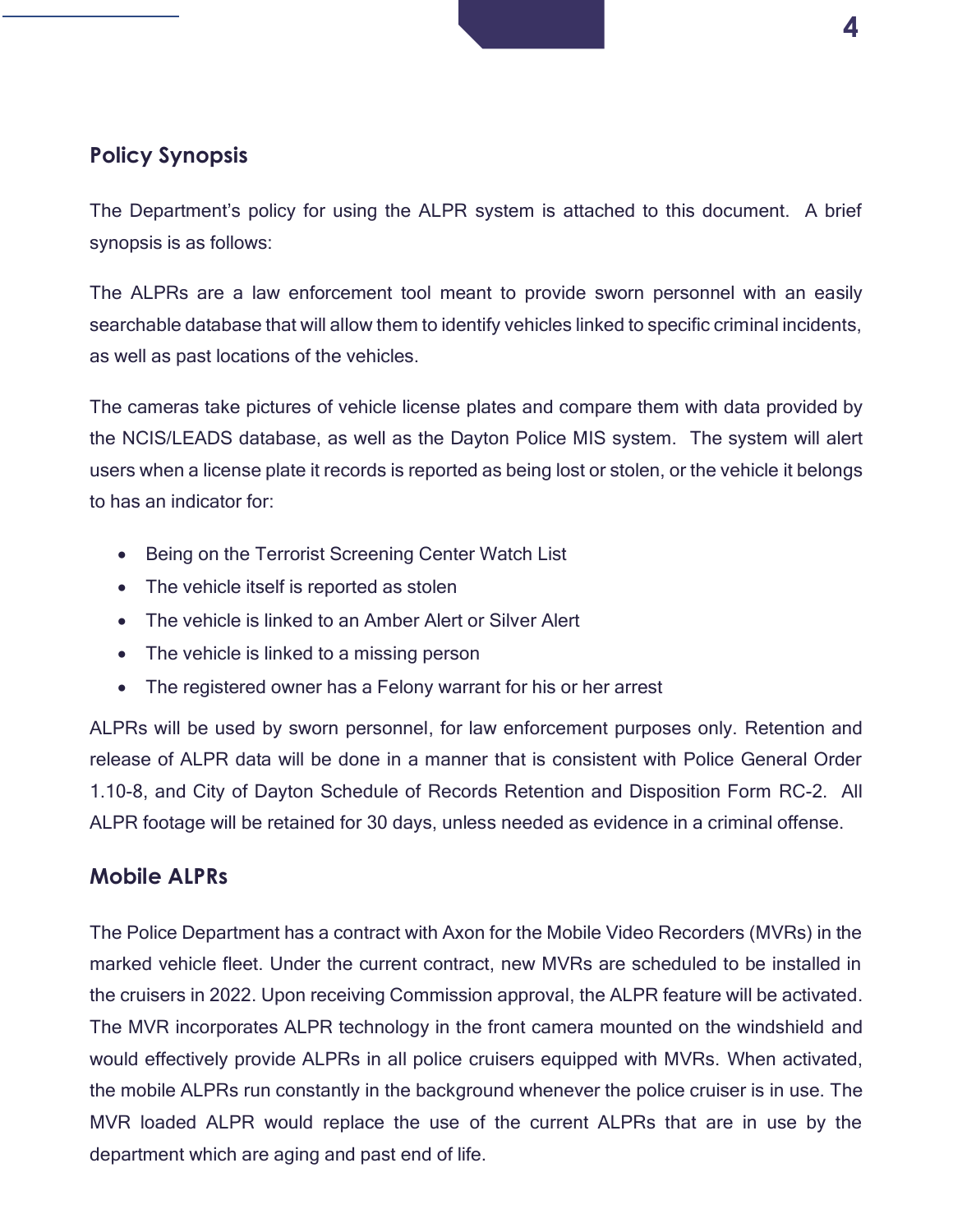## Policy Synopsis

The Department's policy for using the ALPR system is attached to this document. A brief synopsis is as follows:

The ALPRs are a law enforcement tool meant to provide sworn personnel with an easily searchable database that will allow them to identify vehicles linked to specific criminal incidents, as well as past locations of the vehicles.

The cameras take pictures of vehicle license plates and compare them with data provided by the NCIS/LEADS database, as well as the Dayton Police MIS system. The system will alert users when a license plate it records is reported as being lost or stolen, or the vehicle it belongs to has an indicator for:

- Being on the Terrorist Screening Center Watch List
- The vehicle itself is reported as stolen
- The vehicle is linked to an Amber Alert or Silver Alert
- The vehicle is linked to a missing person
- The registered owner has a Felony warrant for his or her arrest

ALPRs will be used by sworn personnel, for law enforcement purposes only. Retention and release of ALPR data will be done in a manner that is consistent with Police General Order 1.10-8, and City of Dayton Schedule of Records Retention and Disposition Form RC-2. All ALPR footage will be retained for 30 days, unless needed as evidence in a criminal offense.

## Mobile ALPRs

The Police Department has a contract with Axon for the Mobile Video Recorders (MVRs) in the marked vehicle fleet. Under the current contract, new MVRs are scheduled to be installed in the cruisers in 2022. Upon receiving Commission approval, the ALPR feature will be activated. The MVR incorporates ALPR technology in the front camera mounted on the windshield and would effectively provide ALPRs in all police cruisers equipped with MVRs. When activated, the mobile ALPRs run constantly in the background whenever the police cruiser is in use. The MVR loaded ALPR would replace the use of the current ALPRs that are in use by the department which are aging and past end of life.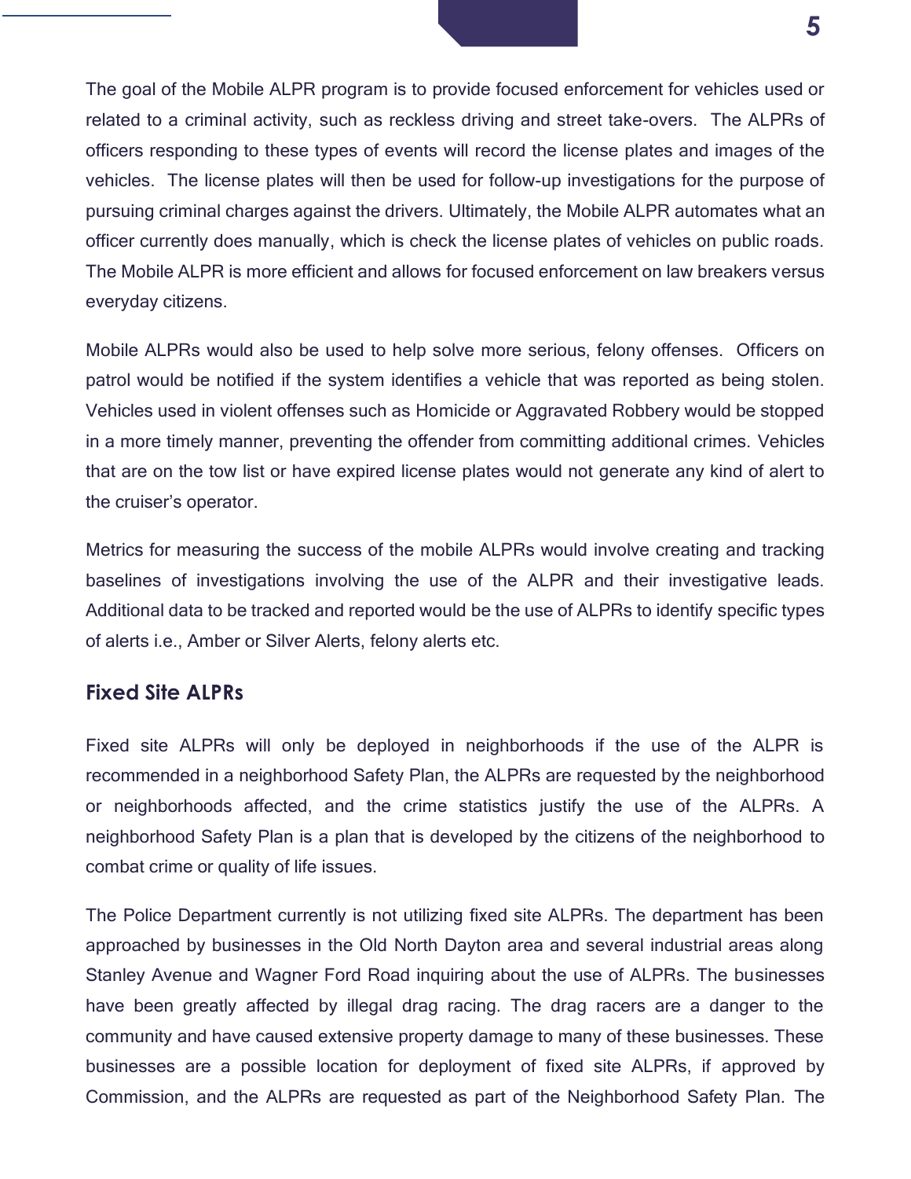The goal of the Mobile ALPR program is to provide focused enforcement for vehicles used or related to a criminal activity, such as reckless driving and street take-overs. The ALPRs of officers responding to these types of events will record the license plates and images of the vehicles. The license plates will then be used for follow-up investigations for the purpose of pursuing criminal charges against the drivers. Ultimately, the Mobile ALPR automates what an officer currently does manually, which is check the license plates of vehicles on public roads. The Mobile ALPR is more efficient and allows for focused enforcement on law breakers versus everyday citizens.

Mobile ALPRs would also be used to help solve more serious, felony offenses. Officers on patrol would be notified if the system identifies a vehicle that was reported as being stolen. Vehicles used in violent offenses such as Homicide or Aggravated Robbery would be stopped in a more timely manner, preventing the offender from committing additional crimes. Vehicles that are on the tow list or have expired license plates would not generate any kind of alert to the cruiser's operator.

Metrics for measuring the success of the mobile ALPRs would involve creating and tracking baselines of investigations involving the use of the ALPR and their investigative leads. Additional data to be tracked and reported would be the use of ALPRs to identify specific types of alerts i.e., Amber or Silver Alerts, felony alerts etc.

## Fixed Site ALPRs

Fixed site ALPRs will only be deployed in neighborhoods if the use of the ALPR is recommended in a neighborhood Safety Plan, the ALPRs are requested by the neighborhood or neighborhoods affected, and the crime statistics justify the use of the ALPRs. A neighborhood Safety Plan is a plan that is developed by the citizens of the neighborhood to combat crime or quality of life issues.

The Police Department currently is not utilizing fixed site ALPRs. The department has been approached by businesses in the Old North Dayton area and several industrial areas along Stanley Avenue and Wagner Ford Road inquiring about the use of ALPRs. The businesses have been greatly affected by illegal drag racing. The drag racers are a danger to the community and have caused extensive property damage to many of these businesses. These businesses are a possible location for deployment of fixed site ALPRs, if approved by Commission, and the ALPRs are requested as part of the Neighborhood Safety Plan. The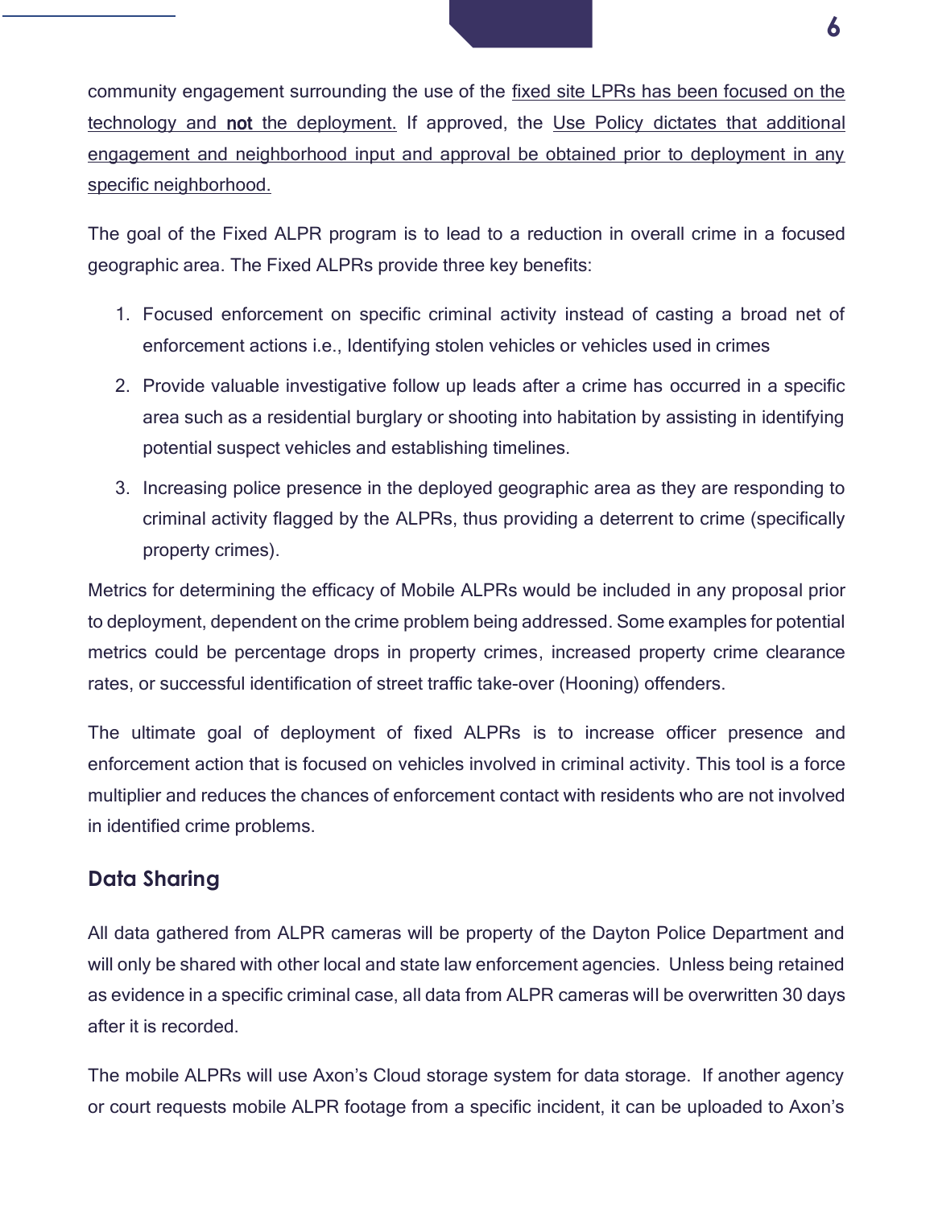community engagement surrounding the use of the fixed site LPRs has been focused on the technology and **not** the deployment. If approved, the Use Policy dictates that additional engagement and neighborhood input and approval be obtained prior to deployment in any specific neighborhood.

The goal of the Fixed ALPR program is to lead to a reduction in overall crime in a focused geographic area. The Fixed ALPRs provide three key benefits:

1. Focused enforcement on specific criminal activity instead of casting a broad net of enforcement actions i.e., Identifying stolen vehicles or vehicles used in crimes
2. Provide valuable investigative follow up leads after a crime has occurred in a specific area such as a residential burglary or shooting into habitation by assisting in identifying potential suspect vehicles and establishing timelines.
3. Increasing police presence in the deployed geographic area as they are responding to criminal activity flagged by the ALPRs, thus providing a deterrent to crime (specifically property crimes).

Metrics for determining the efficacy of Mobile ALPRs would be included in any proposal prior to deployment, dependent on the crime problem being addressed. Some examples for potential metrics could be percentage drops in property crimes, increased property crime clearance rates, or successful identification of street traffic take-over (Hooning) offenders.

The ultimate goal of deployment of fixed ALPRs is to increase officer presence and enforcement action that is focused on vehicles involved in criminal activity. This tool is a force multiplier and reduces the chances of enforcement contact with residents who are not involved in identified crime problems.

## Data Sharing

All data gathered from ALPR cameras will be property of the Dayton Police Department and will only be shared with other local and state law enforcement agencies. Unless being retained as evidence in a specific criminal case, all data from ALPR cameras will be overwritten 30 days after it is recorded.

The mobile ALPRs will use Axon's Cloud storage system for data storage. If another agency or court requests mobile ALPR footage from a specific incident, it can be uploaded to Axon's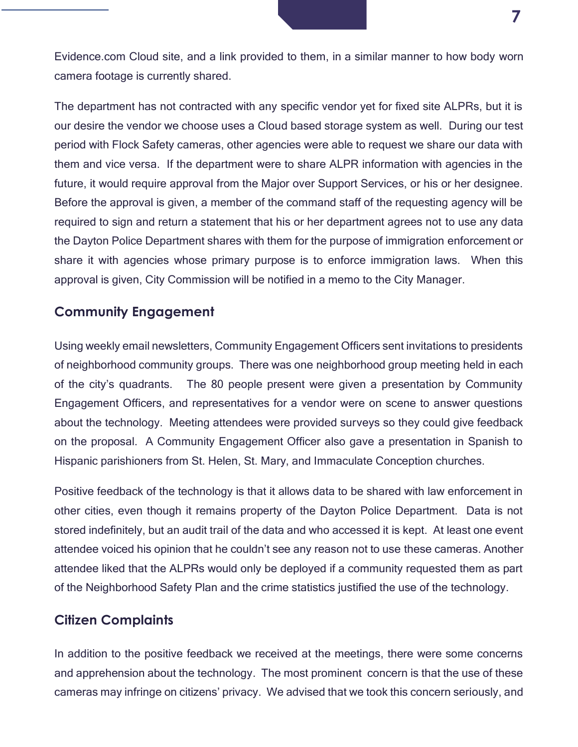Evidence.com Cloud site, and a link provided to them, in a similar manner to how body worn camera footage is currently shared.

The department has not contracted with any specific vendor yet for fixed site ALPRs, but it is our desire the vendor we choose uses a Cloud based storage system as well. During our test period with Flock Safety cameras, other agencies were able to request we share our data with them and vice versa. If the department were to share ALPR information with agencies in the future, it would require approval from the Major over Support Services, or his or her designee. Before the approval is given, a member of the command staff of the requesting agency will be required to sign and return a statement that his or her department agrees not to use any data the Dayton Police Department shares with them for the purpose of immigration enforcement or share it with agencies whose primary purpose is to enforce immigration laws. When this approval is given, City Commission will be notified in a memo to the City Manager.

## Community Engagement

Using weekly email newsletters, Community Engagement Officers sent invitations to presidents of neighborhood community groups. There was one neighborhood group meeting held in each of the city's quadrants. The 80 people present were given a presentation by Community Engagement Officers, and representatives for a vendor were on scene to answer questions about the technology. Meeting attendees were provided surveys so they could give feedback on the proposal. A Community Engagement Officer also gave a presentation in Spanish to Hispanic parishioners from St. Helen, St. Mary, and Immaculate Conception churches.

Positive feedback of the technology is that it allows data to be shared with law enforcement in other cities, even though it remains property of the Dayton Police Department. Data is not stored indefinitely, but an audit trail of the data and who accessed it is kept. At least one event attendee voiced his opinion that he couldn't see any reason not to use these cameras. Another attendee liked that the ALPRs would only be deployed if a community requested them as part of the Neighborhood Safety Plan and the crime statistics justified the use of the technology.

## Citizen Complaints

In addition to the positive feedback we received at the meetings, there were some concerns and apprehension about the technology. The most prominent concern is that the use of these cameras may infringe on citizens' privacy. We advised that we took this concern seriously, and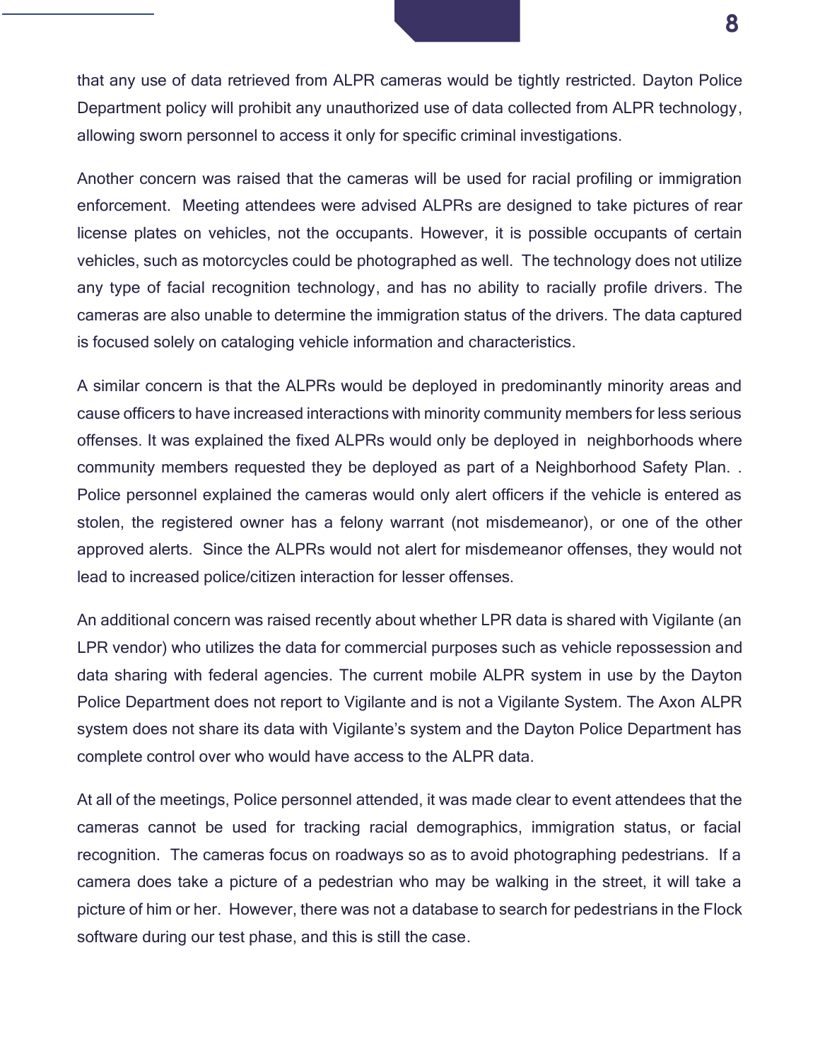that any use of data retrieved from ALPR cameras would be tightly restricted. Dayton Police Department policy will prohibit any unauthorized use of data collected from ALPR technology, allowing sworn personnel to access it only for specific criminal investigations.

Another concern was raised that the cameras will be used for racial profiling or immigration enforcement. Meeting attendees were advised ALPRs are designed to take pictures of rear license plates on vehicles, not the occupants. However, it is possible occupants of certain vehicles, such as motorcycles could be photographed as well. The technology does not utilize any type of facial recognition technology, and has no ability to racially profile drivers. The cameras are also unable to determine the immigration status of the drivers. The data captured is focused solely on cataloging vehicle information and characteristics.

A similar concern is that the ALPRs would be deployed in predominantly minority areas and cause officers to have increased interactions with minority community members for less serious offenses. It was explained the fixed ALPRs would only be deployed in neighborhoods where community members requested they be deployed as part of a Neighborhood Safety Plan. . Police personnel explained the cameras would only alert officers if the vehicle is entered as stolen, the registered owner has a felony warrant (not misdemeanor), or one of the other approved alerts. Since the ALPRs would not alert for misdemeanor offenses, they would not lead to increased police/citizen interaction for lesser offenses.

An additional concern was raised recently about whether LPR data is shared with Vigilante (an LPR vendor) who utilizes the data for commercial purposes such as vehicle repossession and data sharing with federal agencies. The current mobile ALPR system in use by the Dayton Police Department does not report to Vigilante and is not a Vigilante System. The Axon ALPR system does not share its data with Vigilante's system and the Dayton Police Department has complete control over who would have access to the ALPR data.

At all of the meetings, Police personnel attended, it was made clear to event attendees that the cameras cannot be used for tracking racial demographics, immigration status, or facial recognition. The cameras focus on roadways so as to avoid photographing pedestrians. If a camera does take a picture of a pedestrian who may be walking in the street, it will take a picture of him or her. However, there was not a database to search for pedestrians in the Flock software during our test phase, and this is still the case.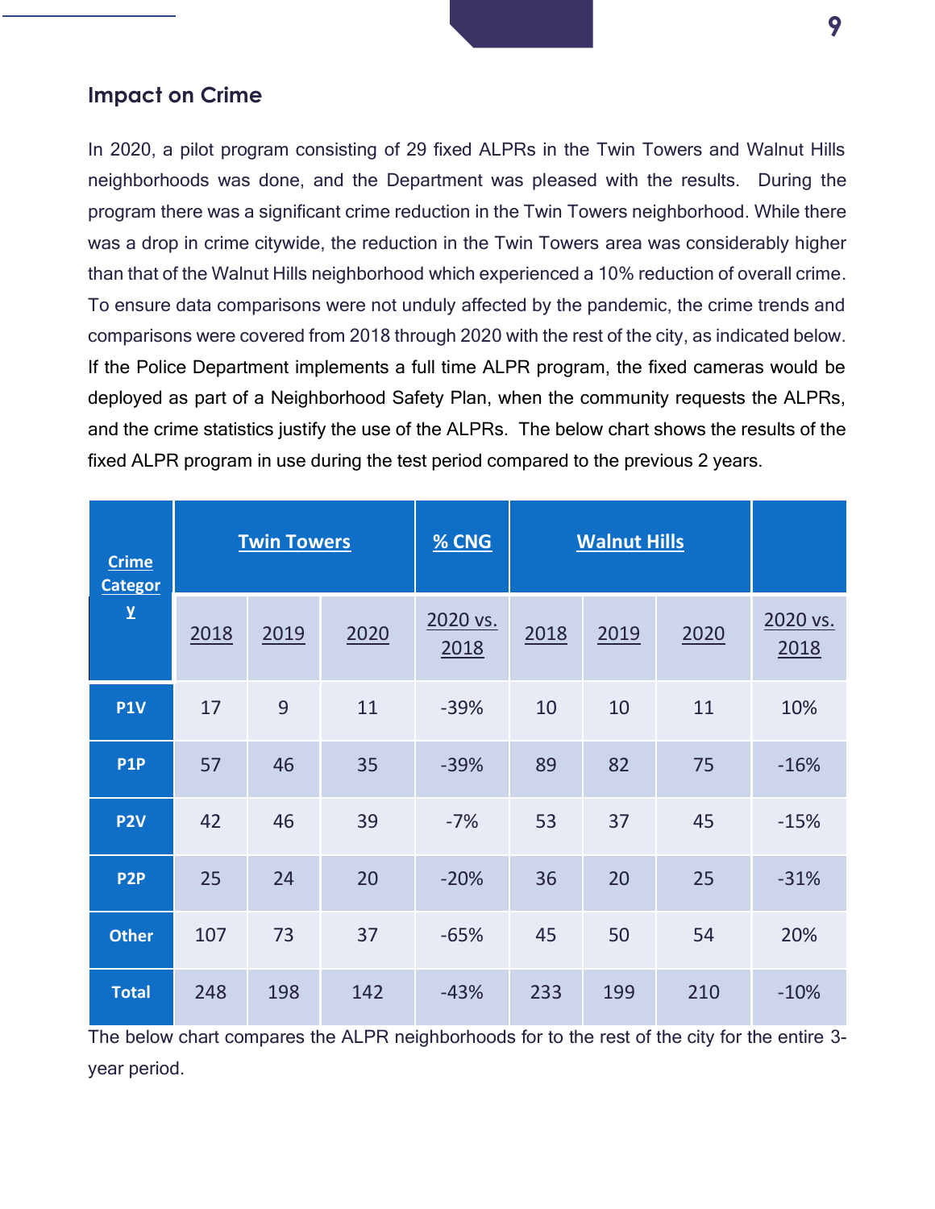## Impact on Crime

In 2020, a pilot program consisting of 29 fixed ALPRs in the Twin Towers and Walnut Hills neighborhoods was done, and the Department was pleased with the results. During the program there was a significant crime reduction in the Twin Towers neighborhood. While there was a drop in crime citywide, the reduction in the Twin Towers area was considerably higher than that of the Walnut Hills neighborhood which experienced a 10% reduction of overall crime. To ensure data comparisons were not unduly affected by the pandemic, the crime trends and comparisons were covered from 2018 through 2020 with the rest of the city, as indicated below. If the Police Department implements a full time ALPR program, the fixed cameras would be deployed as part of a Neighborhood Safety Plan, when the community requests the ALPRs, and the crime statistics justify the use of the ALPRs. The below chart shows the results of the fixed ALPR program in use during the test period compared to the previous 2 years.

| Crime Category | Twin Towers | | | % CNG | Walnut Hills | | | |
|---|---|---|---|---|---|---|---|---|
| | 2018 | 2019 | 2020 | 2020 vs. 2018 | 2018 | 2019 | 2020 | 2020 vs. 2018 |
| P1V | 17 | 9 | 11 | -39% | 10 | 10 | 11 | 10% |
| P1P | 57 | 46 | 35 | -39% | 89 | 82 | 75 | -16% |
| P2V | 42 | 46 | 39 | -7% | 53 | 37 | 45 | -15% |
| P2P | 25 | 24 | 20 | -20% | 36 | 20 | 25 | -31% |
| Other | 107 | 73 | 37 | -65% | 45 | 50 | 54 | 20% |
| Total | 248 | 198 | 142 | -43% | 233 | 199 | 210 | -10% |

The below chart compares the ALPR neighborhoods for to the rest of the city for the entire 3-year period.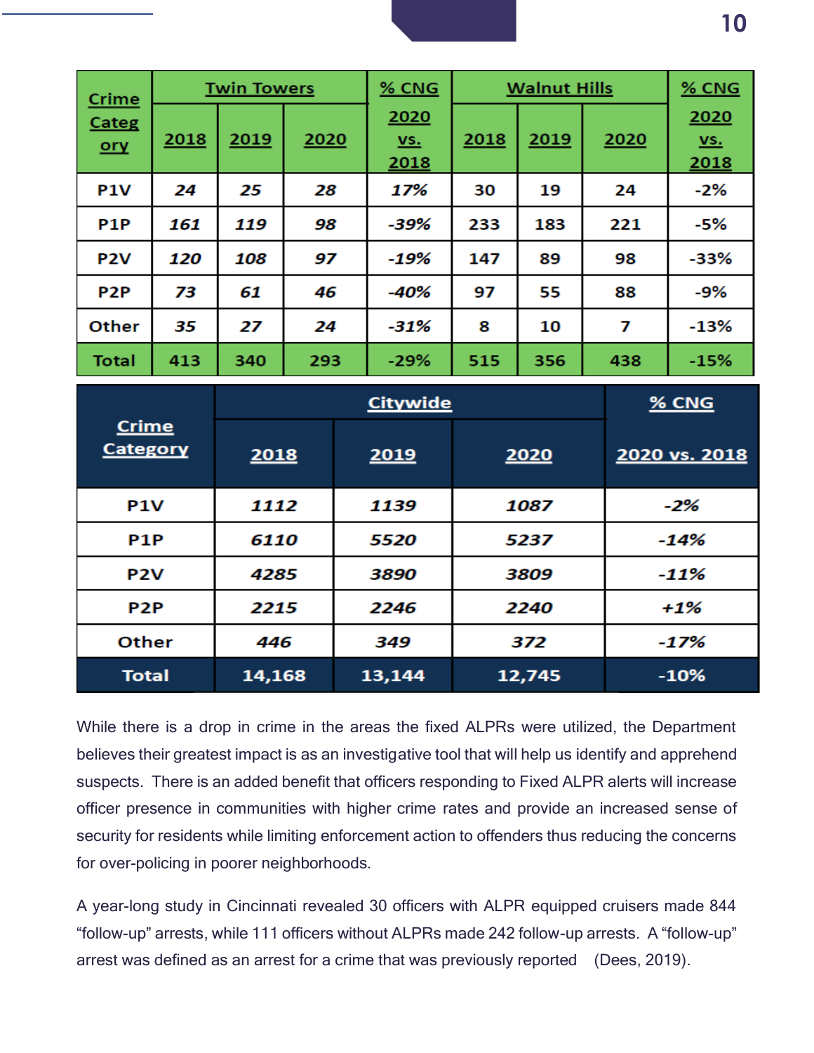| Crime Category | Twin Towers | | | % CNG | Walnut Hills | | | % CNG |
|---|---|---|---|---|---|---|---|---|
| | 2018 | 2019 | 2020 | 2020 vs. 2018 | 2018 | 2019 | 2020 | 2020 vs. 2018 |
| P1V | 24 | 25 | 28 | 17% | 30 | 19 | 24 | -2% |
| P1P | 161 | 119 | 98 | -39% | 233 | 183 | 221 | -5% |
| P2V | 120 | 108 | 97 | -19% | 147 | 89 | 98 | -33% |
| P2P | 73 | 61 | 46 | -40% | 97 | 55 | 88 | -9% |
| Other | 35 | 27 | 24 | -31% | 8 | 10 | 7 | -13% |
| Total | 413 | 340 | 293 | -29% | 515 | 356 | 438 | -15% |

| Crime Category | Citywide | | | % CNG |
|---|---|---|---|---|
| | 2018 | 2019 | 2020 | 2020 vs. 2018 |
| P1V | 1112 | 1139 | 1087 | -2% |
| P1P | 6110 | 5520 | 5237 | -14% |
| P2V | 4285 | 3890 | 3809 | -11% |
| P2P | 2215 | 2246 | 2240 | +1% |
| Other | 446 | 349 | 372 | -17% |
| Total | 14,168 | 13,144 | 12,745 | -10% |

While there is a drop in crime in the areas the fixed ALPRs were utilized, the Department believes their greatest impact is as an investigative tool that will help us identify and apprehend suspects. There is an added benefit that officers responding to Fixed ALPR alerts will increase officer presence in communities with higher crime rates and provide an increased sense of security for residents while limiting enforcement action to offenders thus reducing the concerns for over-policing in poorer neighborhoods.

A year-long study in Cincinnati revealed 30 officers with ALPR equipped cruisers made 844 "follow-up" arrests, while 111 officers without ALPRs made 242 follow-up arrests. A "follow-up" arrest was defined as an arrest for a crime that was previously reported (Dees, 2019).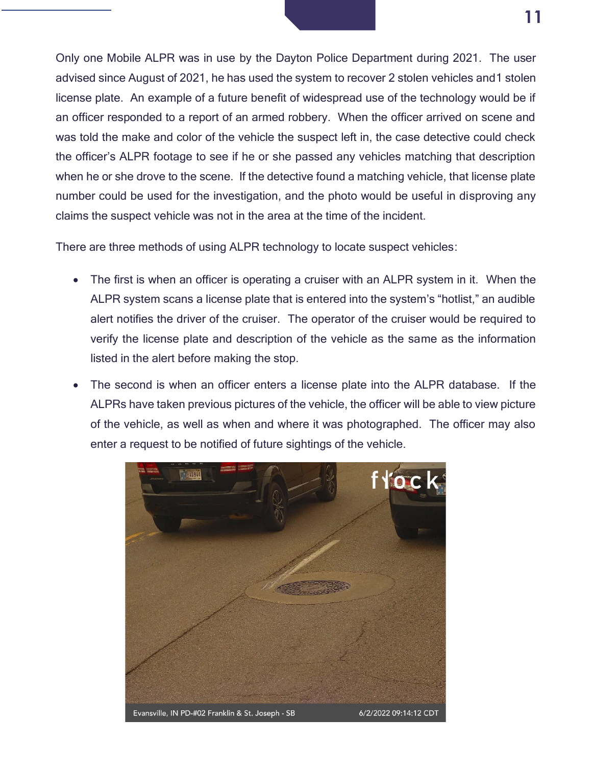Only one Mobile ALPR was in use by the Dayton Police Department during 2021. The user advised since August of 2021, he has used the system to recover 2 stolen vehicles and1 stolen license plate. An example of a future benefit of widespread use of the technology would be if an officer responded to a report of an armed robbery. When the officer arrived on scene and was told the make and color of the vehicle the suspect left in, the case detective could check the officer's ALPR footage to see if he or she passed any vehicles matching that description when he or she drove to the scene. If the detective found a matching vehicle, that license plate number could be used for the investigation, and the photo would be useful in disproving any claims the suspect vehicle was not in the area at the time of the incident.

There are three methods of using ALPR technology to locate suspect vehicles:

- The first is when an officer is operating a cruiser with an ALPR system in it. When the ALPR system scans a license plate that is entered into the system's "hotlist," an audible alert notifies the driver of the cruiser. The operator of the cruiser would be required to verify the license plate and description of the vehicle as the same as the information listed in the alert before making the stop.
- The second is when an officer enters a license plate into the ALPR database. If the ALPRs have taken previous pictures of the vehicle, the officer will be able to view picture of the vehicle, as well as when and where it was photographed. The officer may also enter a request to be notified of future sightings of the vehicle.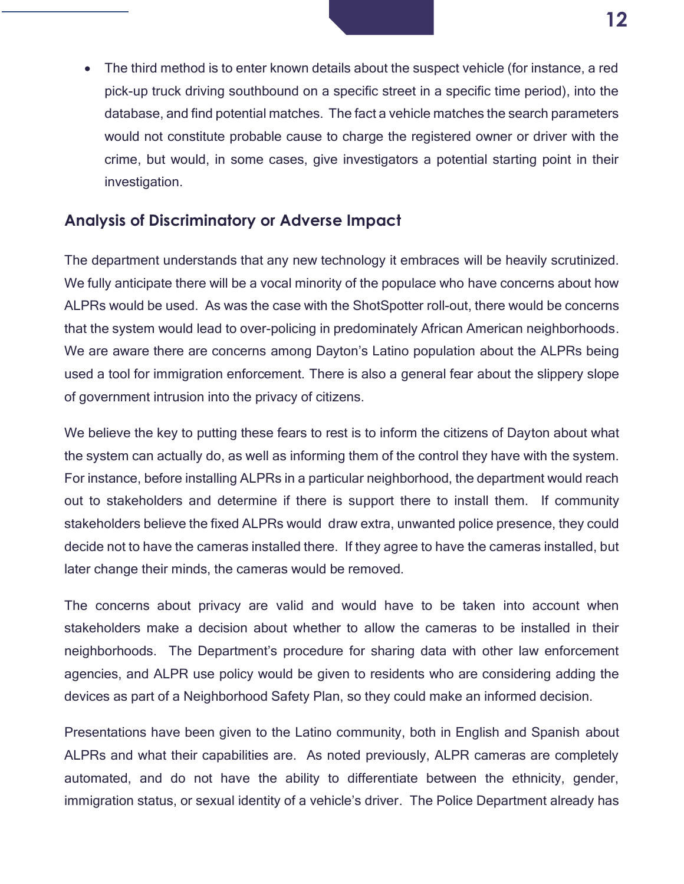- The third method is to enter known details about the suspect vehicle (for instance, a red pick-up truck driving southbound on a specific street in a specific time period), into the database, and find potential matches. The fact a vehicle matches the search parameters would not constitute probable cause to charge the registered owner or driver with the crime, but would, in some cases, give investigators a potential starting point in their investigation.

## Analysis of Discriminatory or Adverse Impact

The department understands that any new technology it embraces will be heavily scrutinized. We fully anticipate there will be a vocal minority of the populace who have concerns about how ALPRs would be used. As was the case with the ShotSpotter roll-out, there would be concerns that the system would lead to over-policing in predominately African American neighborhoods. We are aware there are concerns among Dayton's Latino population about the ALPRs being used a tool for immigration enforcement. There is also a general fear about the slippery slope of government intrusion into the privacy of citizens.

We believe the key to putting these fears to rest is to inform the citizens of Dayton about what the system can actually do, as well as informing them of the control they have with the system. For instance, before installing ALPRs in a particular neighborhood, the department would reach out to stakeholders and determine if there is support there to install them. If community stakeholders believe the fixed ALPRs would draw extra, unwanted police presence, they could decide not to have the cameras installed there. If they agree to have the cameras installed, but later change their minds, the cameras would be removed.

The concerns about privacy are valid and would have to be taken into account when stakeholders make a decision about whether to allow the cameras to be installed in their neighborhoods. The Department's procedure for sharing data with other law enforcement agencies, and ALPR use policy would be given to residents who are considering adding the devices as part of a Neighborhood Safety Plan, so they could make an informed decision.

Presentations have been given to the Latino community, both in English and Spanish about ALPRs and what their capabilities are. As noted previously, ALPR cameras are completely automated, and do not have the ability to differentiate between the ethnicity, gender, immigration status, or sexual identity of a vehicle's driver. The Police Department already has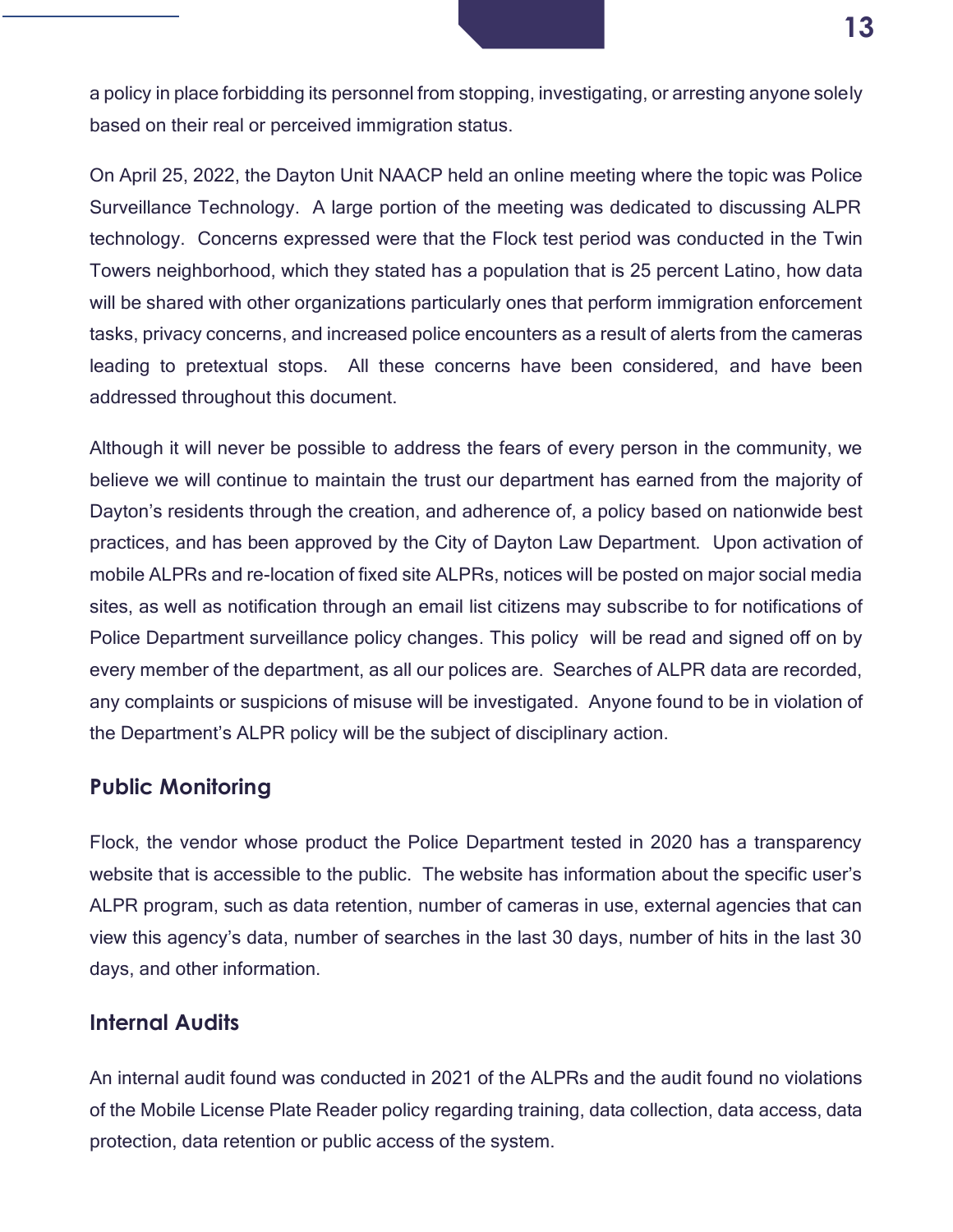a policy in place forbidding its personnel from stopping, investigating, or arresting anyone solely based on their real or perceived immigration status.

On April 25, 2022, the Dayton Unit NAACP held an online meeting where the topic was Police Surveillance Technology. A large portion of the meeting was dedicated to discussing ALPR technology. Concerns expressed were that the Flock test period was conducted in the Twin Towers neighborhood, which they stated has a population that is 25 percent Latino, how data will be shared with other organizations particularly ones that perform immigration enforcement tasks, privacy concerns, and increased police encounters as a result of alerts from the cameras leading to pretextual stops. All these concerns have been considered, and have been addressed throughout this document.

Although it will never be possible to address the fears of every person in the community, we believe we will continue to maintain the trust our department has earned from the majority of Dayton's residents through the creation, and adherence of, a policy based on nationwide best practices, and has been approved by the City of Dayton Law Department. Upon activation of mobile ALPRs and re-location of fixed site ALPRs, notices will be posted on major social media sites, as well as notification through an email list citizens may subscribe to for notifications of Police Department surveillance policy changes. This policy will be read and signed off on by every member of the department, as all our polices are. Searches of ALPR data are recorded, any complaints or suspicions of misuse will be investigated. Anyone found to be in violation of the Department's ALPR policy will be the subject of disciplinary action.

## Public Monitoring

Flock, the vendor whose product the Police Department tested in 2020 has a transparency website that is accessible to the public. The website has information about the specific user's ALPR program, such as data retention, number of cameras in use, external agencies that can view this agency's data, number of searches in the last 30 days, number of hits in the last 30 days, and other information.

## Internal Audits

An internal audit found was conducted in 2021 of the ALPRs and the audit found no violations of the Mobile License Plate Reader policy regarding training, data collection, data access, data protection, data retention or public access of the system.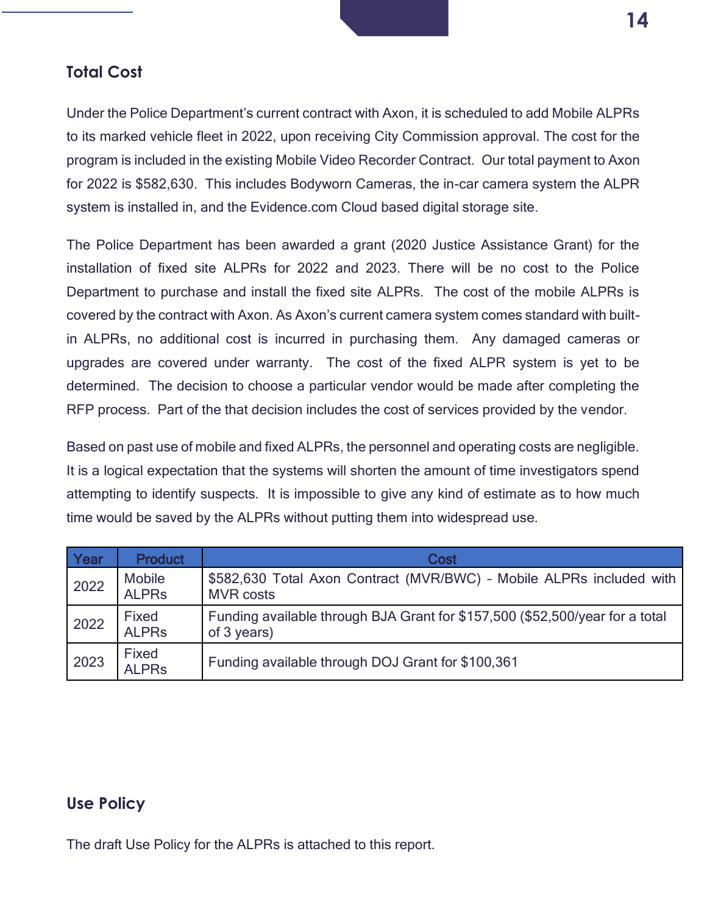## Total Cost

Under the Police Department's current contract with Axon, it is scheduled to add Mobile ALPRs to its marked vehicle fleet in 2022, upon receiving City Commission approval. The cost for the program is included in the existing Mobile Video Recorder Contract. Our total payment to Axon for 2022 is $582,630. This includes Bodyworn Cameras, the in-car camera system the ALPR system is installed in, and the Evidence.com Cloud based digital storage site.

The Police Department has been awarded a grant (2020 Justice Assistance Grant) for the installation of fixed site ALPRs for 2022 and 2023. There will be no cost to the Police Department to purchase and install the fixed site ALPRs. The cost of the mobile ALPRs is covered by the contract with Axon. As Axon's current camera system comes standard with built-in ALPRs, no additional cost is incurred in purchasing them. Any damaged cameras or upgrades are covered under warranty. The cost of the fixed ALPR system is yet to be determined. The decision to choose a particular vendor would be made after completing the RFP process. Part of the that decision includes the cost of services provided by the vendor.

Based on past use of mobile and fixed ALPRs, the personnel and operating costs are negligible. It is a logical expectation that the systems will shorten the amount of time investigators spend attempting to identify suspects. It is impossible to give any kind of estimate as to how much time would be saved by the ALPRs without putting them into widespread use.

| Year | Product | Cost |
|---|---|---|
| 2022 | Mobile ALPRs | $582,630 Total Axon Contract (MVR/BWC) - Mobile ALPRs included with MVR costs |
| 2022 | Fixed ALPRs | Funding available through BJA Grant for $157,500 ($52,500/year for a total of 3 years) |
| 2023 | Fixed ALPRs | Funding available through DOJ Grant for $100,361 |

## Use Policy

The draft Use Policy for the ALPRs is attached to this report.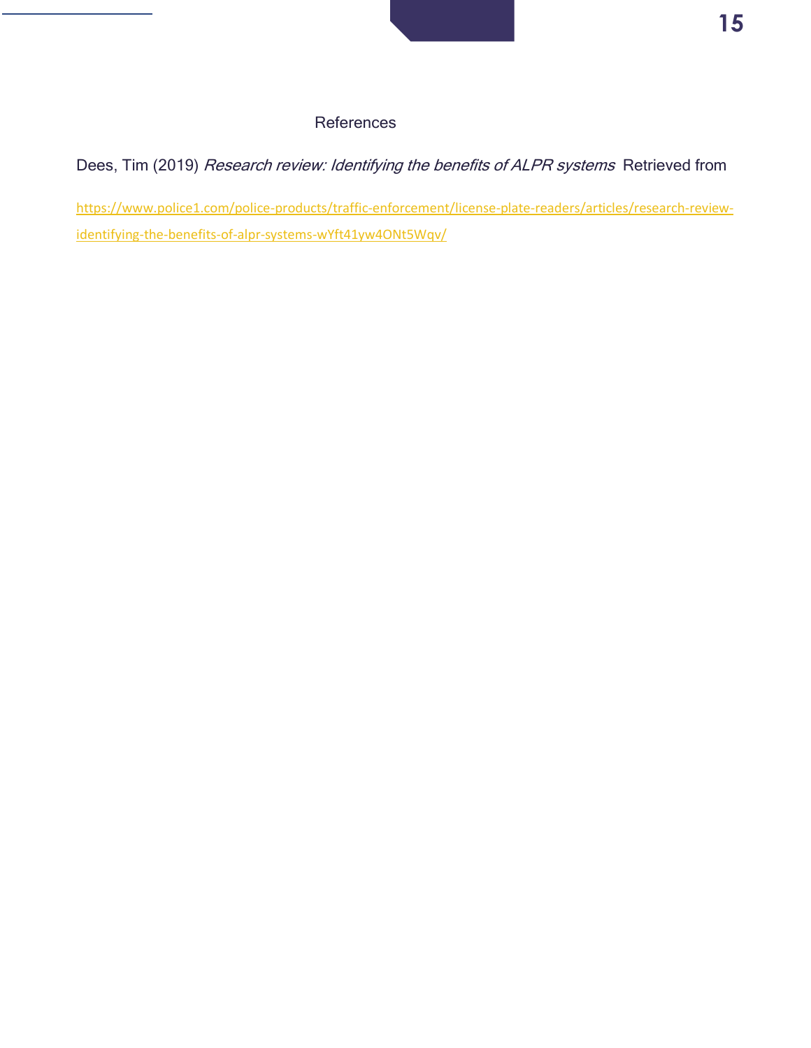# References

Dees, Tim (2019) *Research review: Identifying the benefits of ALPR systems* Retrieved from

https://www.police1.com/police-products/traffic-enforcement/license-plate-readers/articles/research-review-identifying-the-benefits-of-alpr-systems-wYft41yw4ONt5Wqv/